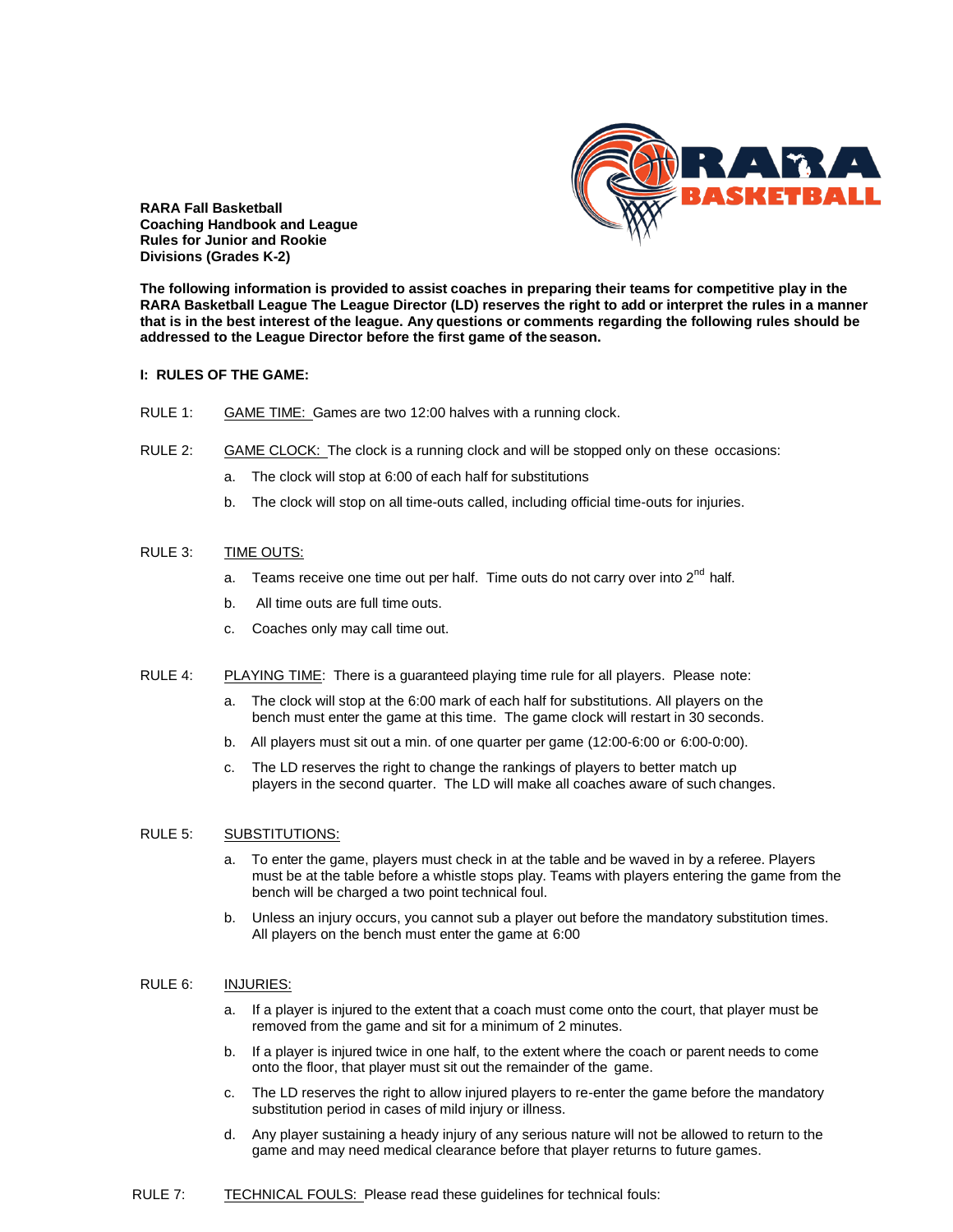**RARA Fall Basketball Coaching Handbook and League Rules for Junior and Rookie Divisions (Grades K-2)**

**The following information is provided to assist coaches in preparing their teams for competitive play in the RARA Basketball League The League Director (LD) reserves the right to add or interpret the rules in a manner that is in the best interest of the league. Any questions or comments regarding the following rules should be addressed to the League Director before the first game of the season.**

## I: RULES OF THE GAME:

RULE 1: GAME TIME: Games are two 12:00 halves with a running clock.

RULE 2: GAME CLOCK: The clock is a running clock and will be stopped only on these occasions:

- a. The clock will stop at 6:00 of each half for substitutions
- b. The clock will stop on all time-outs called, including official time-outs for injuries.

RULE 3: TIME OUTS:

- a. Teams receive one time out per half. Time outs do not carry over into 2nd half.
- b. All time outs are full time outs.
- c. Coaches only may call time out.

RULE 4: PLAYING TIME: There is a guaranteed playing time rule for all players. Please note:

- a. The clock will stop at the 6:00 mark of each half for substitutions. All players on the bench must enter the game at this time. The game clock will restart in 30 seconds.
- b. All players must sit out a min. of one quarter per game (12:00-6:00 or 6:00-0:00).
- c. The LD reserves the right to change the rankings of players to better match up players in the second quarter. The LD will make all coaches aware of such changes.

RULE 5: SUBSTITUTIONS:

- a. To enter the game, players must check in at the table and be waved in by a referee. Players must be at the table before a whistle stops play. Teams with players entering the game from the bench will be charged a two point technical foul.
- b. Unless an injury occurs, you cannot sub a player out before the mandatory substitution times. All players on the bench must enter the game at 6:00

RULE 6: INJURIES:

- a. If a player is injured to the extent that a coach must come onto the court, that player must be removed from the game and sit for a minimum of 2 minutes.
- b. If a player is injured twice in one half, to the extent where the coach or parent needs to come onto the floor, that player must sit out the remainder of the game.
- c. The LD reserves the right to allow injured players to re-enter the game before the mandatory substitution period in cases of mild injury or illness.
- d. Any player sustaining a heady injury of any serious nature will not be allowed to return to the game and may need medical clearance before that player returns to future games.

RULE 7: TECHNICAL FOULS: Please read these guidelines for technical fouls: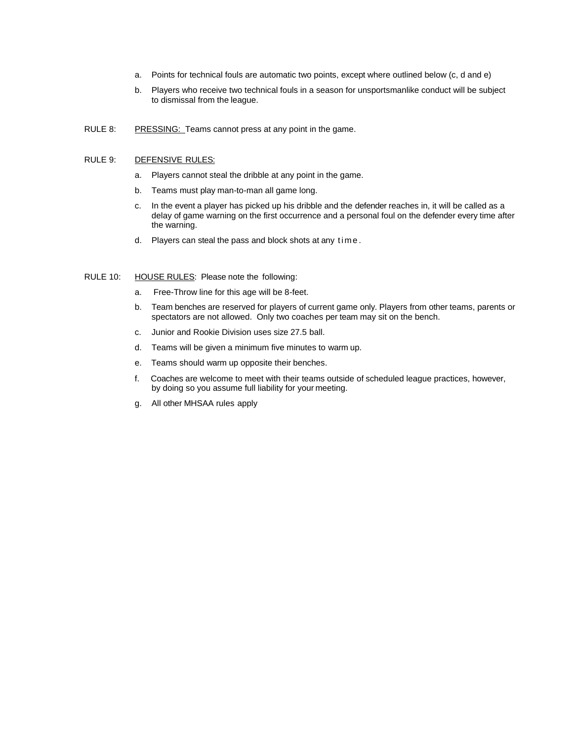a. Points for technical fouls are automatic two points, except where outlined below (c, d and e)

b. Players who receive two technical fouls in a season for unsportsmanlike conduct will be subject to dismissal from the league.

RULE 8: <u>PRESSING:</u> Teams cannot press at any point in the game.

RULE 9: <u>DEFENSIVE RULES:</u>

a. Players cannot steal the dribble at any point in the game.

b. Teams must play man-to-man all game long.

c. In the event a player has picked up his dribble and the defender reaches in, it will be called as a delay of game warning on the first occurrence and a personal foul on the defender every time after the warning.

d. Players can steal the pass and block shots at any time.

RULE 10: <u>HOUSE RULES</u>: Please note the following:

a. Free-Throw line for this age will be 8-feet.

b. Team benches are reserved for players of current game only. Players from other teams, parents or spectators are not allowed. Only two coaches per team may sit on the bench.

c. Junior and Rookie Division uses size 27.5 ball.

d. Teams will be given a minimum five minutes to warm up.

e. Teams should warm up opposite their benches.

f. Coaches are welcome to meet with their teams outside of scheduled league practices, however, by doing so you assume full liability for your meeting.

g. All other MHSAA rules apply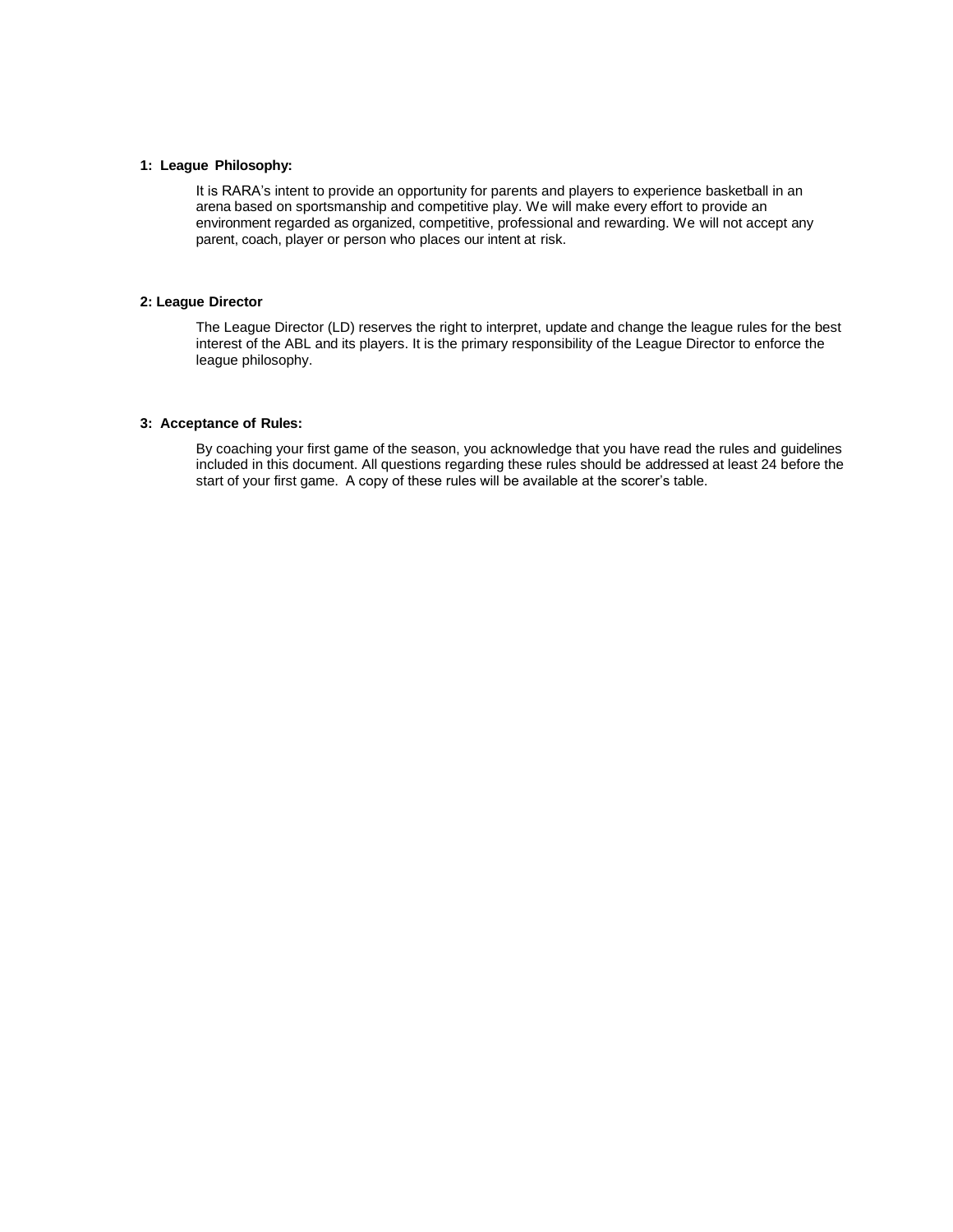**1: League Philosophy:**

It is RARA's intent to provide an opportunity for parents and players to experience basketball in an arena based on sportsmanship and competitive play. We will make every effort to provide an environment regarded as organized, competitive, professional and rewarding. We will not accept any parent, coach, player or person who places our intent at risk.

**2: League Director**

The League Director (LD) reserves the right to interpret, update and change the league rules for the best interest of the ABL and its players. It is the primary responsibility of the League Director to enforce the league philosophy.

**3: Acceptance of Rules:**

By coaching your first game of the season, you acknowledge that you have read the rules and guidelines included in this document. All questions regarding these rules should be addressed at least 24 before the start of your first game. A copy of these rules will be available at the scorer's table.